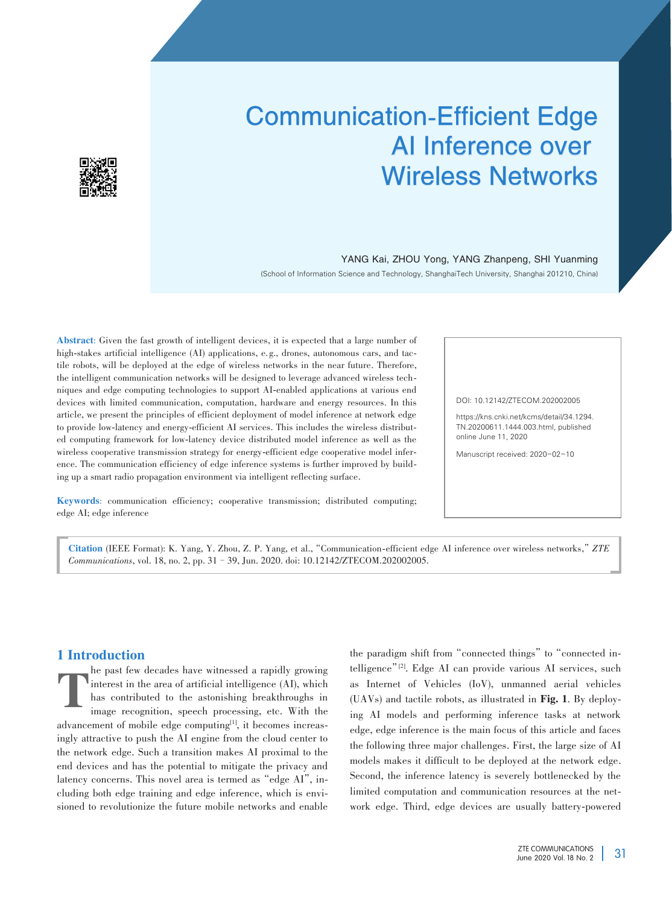# Communication-Efficient Edge AI Inference over Wireless Networks

YANG Kai, ZHOU Yong, YANG Zhanpeng, SHI Yuanming

(School of Information Science and Technology, ShanghaiTech University, Shanghai 201210, China)

**Abstract**: Given the fast growth of intelligent devices, it is expected that a large number of high-stakes artificial intelligence (AI) applications, e.g., drones, autonomous cars, and tactile robots, will be deployed at the edge of wireless networks in the near future. Therefore, the intelligent communication networks will be designed to leverage advanced wireless techniques and edge computing technologies to support AI-enabled applications at various end devices with limited communication, computation, hardware and energy resources. In this article, we present the principles of efficient deployment of model inference at network edge to provide low-latency and energy-efficient AI services. This includes the wireless distributed computing framework for low-latency device distributed model inference as well as the wireless cooperative transmission strategy for energy-efficient edge cooperative model inference. The communication efficiency of edge inference systems is further improved by building up a smart radio propagation environment via intelligent reflecting surface.

**Keywords**: communication efficiency; cooperative transmission; distributed computing; edge AI; edge inference

DOI: 10.12142/ZTECOM.202002005

https://kns.cnki.net/kcms/detail/34.1294.TN.20200611.1444.003.html, published online June 11, 2020

Manuscript received: 2020-02-10

**Citation** (IEEE Format): K. Yang, Y. Zhou, Z. P. Yang, et al., "Communication-efficient edge AI inference over wireless networks," *ZTE Communications*, vol. 18, no. 2, pp. 31–39, Jun. 2020. doi: 10.12142/ZTECOM.202002005.

## 1 Introduction

The past few decades have witnessed a rapidly growing interest in the area of artificial intelligence (AI), which has contributed to the astonishing breakthroughs in image recognition, speech processing, etc. With the advancement of mobile edge computing[1], it becomes increasingly attractive to push the AI engine from the cloud center to the network edge. Such a transition makes AI proximal to the end devices and has the potential to mitigate the privacy and latency concerns. This novel area is termed as "edge AI", including both edge training and edge inference, which is envisioned to revolutionize the future mobile networks and enable the paradigm shift from "connected things" to "connected intelligence"[2]. Edge AI can provide various AI services, such as Internet of Vehicles (IoV), unmanned aerial vehicles (UAVs) and tactile robots, as illustrated in **Fig. 1**. By deploying AI models and performing inference tasks at network edge, edge inference is the main focus of this article and faces the following three major challenges. First, the large size of AI models makes it difficult to be deployed at the network edge. Second, the inference latency is severely bottlenecked by the limited computation and communication resources at the network edge. Third, edge devices are usually battery-powered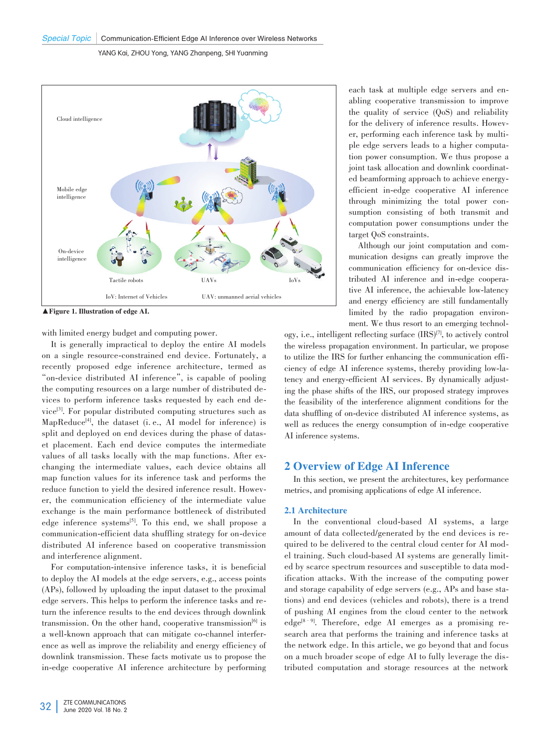▲Figure 1. Illustration of edge AI.

with limited energy budget and computing power.

It is generally impractical to deploy the entire AI models on a single resource-constrained end device. Fortunately, a recently proposed edge inference architecture, termed as "on-device distributed AI inference", is capable of pooling the computing resources on a large number of distributed devices to perform inference tasks requested by each end device[3]. For popular distributed computing structures such as MapReduce[4], the dataset (i.e., AI model for inference) is split and deployed on end devices during the phase of dataset placement. Each end device computes the intermediate values of all tasks locally with the map functions. After exchanging the intermediate values, each device obtains all map function values for its inference task and performs the reduce function to yield the desired inference result. However, the communication efficiency of the intermediate value exchange is the main performance bottleneck of distributed edge inference systems[5]. To this end, we shall propose a communication-efficient data shuffling strategy for on-device distributed AI inference based on cooperative transmission and interference alignment.

For computation-intensive inference tasks, it is beneficial to deploy the AI models at the edge servers, e.g., access points (APs), followed by uploading the input dataset to the proximal edge servers. This helps to perform the inference tasks and return the inference results to the end devices through downlink transmission. On the other hand, cooperative transmission[6] is a well-known approach that can mitigate co-channel interference as well as improve the reliability and energy efficiency of downlink transmission. These facts motivate us to propose the in-edge cooperative AI inference architecture by performing each task at multiple edge servers and enabling cooperative transmission to improve the quality of service (QoS) and reliability for the delivery of inference results. However, performing each inference task by multiple edge servers leads to a higher computation power consumption. We thus propose a joint task allocation and downlink coordinated beamforming approach to achieve energy-efficient in-edge cooperative AI inference through minimizing the total power consumption consisting of both transmit and computation power consumptions under the target QoS constraints.

Although our joint computation and communication designs can greatly improve the communication efficiency for on-device distributed AI inference and in-edge cooperative AI inference, the achievable low-latency and energy efficiency are still fundamentally limited by the radio propagation environment. We thus resort to an emerging technology, i.e., intelligent reflecting surface (IRS)[7], to actively control the wireless propagation environment. In particular, we propose to utilize the IRS for further enhancing the communication efficiency of edge AI inference systems, thereby providing low-latency and energy-efficient AI services. By dynamically adjusting the phase shifts of the IRS, our proposed strategy improves the feasibility of the interference alignment conditions for the data shuffling of on-device distributed AI inference systems, as well as reduces the energy consumption of in-edge cooperative AI inference systems.

## 2 Overview of Edge AI Inference

In this section, we present the architectures, key performance metrics, and promising applications of edge AI inference.

### 2.1 Architecture

In the conventional cloud-based AI systems, a large amount of data collected/generated by the end devices is required to be delivered to the central cloud center for AI model training. Such cloud-based AI systems are generally limited by scarce spectrum resources and susceptible to data modification attacks. With the increase of the computing power and storage capability of edge servers (e.g., APs and base stations) and end devices (vehicles and robots), there is a trend of pushing AI engines from the cloud center to the network edge[8–9]. Therefore, edge AI emerges as a promising research area that performs the training and inference tasks at the network edge. In this article, we go beyond that and focus on a much broader scope of edge AI to fully leverage the distributed computation and storage resources at the network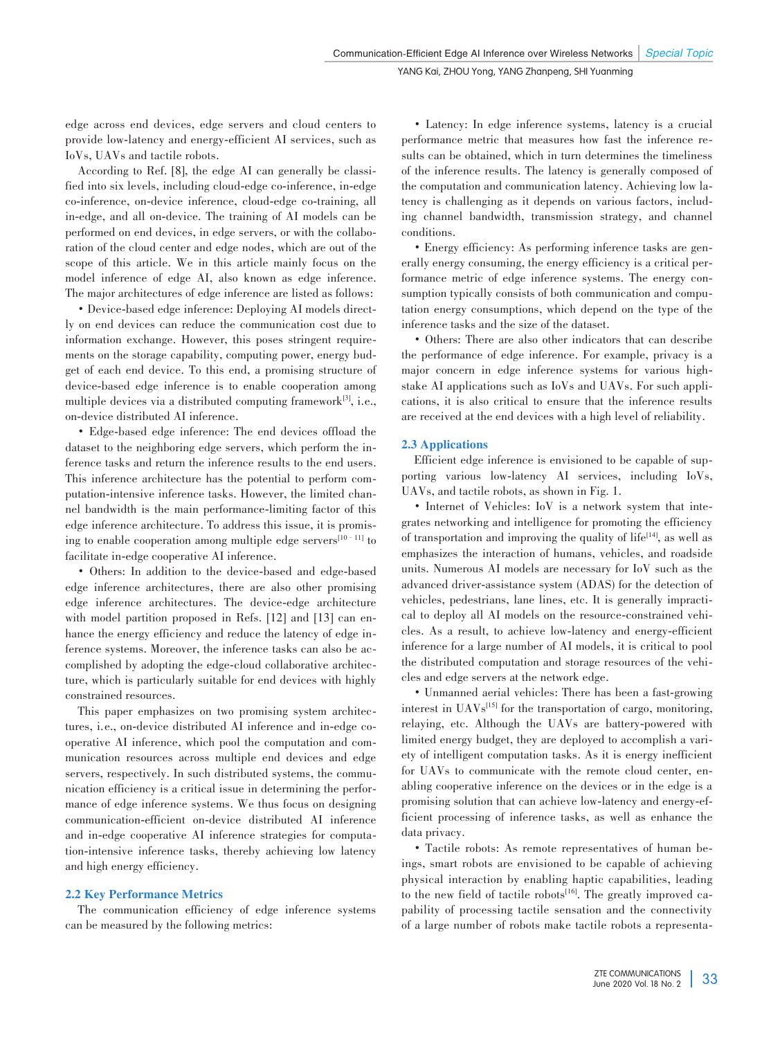edge across end devices, edge servers and cloud centers to provide low-latency and energy-efficient AI services, such as IoVs, UAVs and tactile robots.

According to Ref. [8], the edge AI can generally be classified into six levels, including cloud-edge co-inference, in-edge co-inference, on-device inference, cloud-edge co-training, all in-edge, and all on-device. The training of AI models can be performed on end devices, in edge servers, or with the collaboration of the cloud center and edge nodes, which are out of the scope of this article. We in this article mainly focus on the model inference of edge AI, also known as edge inference. The major architectures of edge inference are listed as follows:

• Device-based edge inference: Deploying AI models directly on end devices can reduce the communication cost due to information exchange. However, this poses stringent requirements on the storage capability, computing power, energy budget of each end device. To this end, a promising structure of device-based edge inference is to enable cooperation among multiple devices via a distributed computing framework[3], i.e., on-device distributed AI inference.

• Edge-based edge inference: The end devices offload the dataset to the neighboring edge servers, which perform the inference tasks and return the inference results to the end users. This inference architecture has the potential to perform computation-intensive inference tasks. However, the limited channel bandwidth is the main performance-limiting factor of this edge inference architecture. To address this issue, it is promising to enable cooperation among multiple edge servers[10–11] to facilitate in-edge cooperative AI inference.

• Others: In addition to the device-based and edge-based edge inference architectures, there are also other promising edge inference architectures. The device-edge architecture with model partition proposed in Refs. [12] and [13] can enhance the energy efficiency and reduce the latency of edge inference systems. Moreover, the inference tasks can also be accomplished by adopting the edge-cloud collaborative architecture, which is particularly suitable for end devices with highly constrained resources.

This paper emphasizes on two promising system architectures, i.e., on-device distributed AI inference and in-edge cooperative AI inference, which pool the computation and communication resources across multiple end devices and edge servers, respectively. In such distributed systems, the communication efficiency is a critical issue in determining the performance of edge inference systems. We thus focus on designing communication-efficient on-device distributed AI inference and in-edge cooperative AI inference strategies for computation-intensive inference tasks, thereby achieving low latency and high energy efficiency.

## 2.2 Key Performance Metrics

The communication efficiency of edge inference systems can be measured by the following metrics:

• Latency: In edge inference systems, latency is a crucial performance metric that measures how fast the inference results can be obtained, which in turn determines the timeliness of the inference results. The latency is generally composed of the computation and communication latency. Achieving low latency is challenging as it depends on various factors, including channel bandwidth, transmission strategy, and channel conditions.

• Energy efficiency: As performing inference tasks are generally energy consuming, the energy efficiency is a critical performance metric of edge inference systems. The energy consumption typically consists of both communication and computation energy consumptions, which depend on the type of the inference tasks and the size of the dataset.

• Others: There are also other indicators that can describe the performance of edge inference. For example, privacy is a major concern in edge inference systems for various high-stake AI applications such as IoVs and UAVs. For such applications, it is also critical to ensure that the inference results are received at the end devices with a high level of reliability.

## 2.3 Applications

Efficient edge inference is envisioned to be capable of supporting various low-latency AI services, including IoVs, UAVs, and tactile robots, as shown in Fig. 1.

• Internet of Vehicles: IoV is a network system that integrates networking and intelligence for promoting the efficiency of transportation and improving the quality of life[14], as well as emphasizes the interaction of humans, vehicles, and roadside units. Numerous AI models are necessary for IoV such as the advanced driver-assistance system (ADAS) for the detection of vehicles, pedestrians, lane lines, etc. It is generally impractical to deploy all AI models on the resource-constrained vehicles. As a result, to achieve low-latency and energy-efficient inference for a large number of AI models, it is critical to pool the distributed computation and storage resources of the vehicles and edge servers at the network edge.

• Unmanned aerial vehicles: There has been a fast-growing interest in UAVs[15] for the transportation of cargo, monitoring, relaying, etc. Although the UAVs are battery-powered with limited energy budget, they are deployed to accomplish a variety of intelligent computation tasks. As it is energy inefficient for UAVs to communicate with the remote cloud center, enabling cooperative inference on the devices or in the edge is a promising solution that can achieve low-latency and energy-efficient processing of inference tasks, as well as enhance the data privacy.

• Tactile robots: As remote representatives of human beings, smart robots are envisioned to be capable of achieving physical interaction by enabling haptic capabilities, leading to the new field of tactile robots[16]. The greatly improved capability of processing tactile sensation and the connectivity of a large number of robots make tactile robots a representa-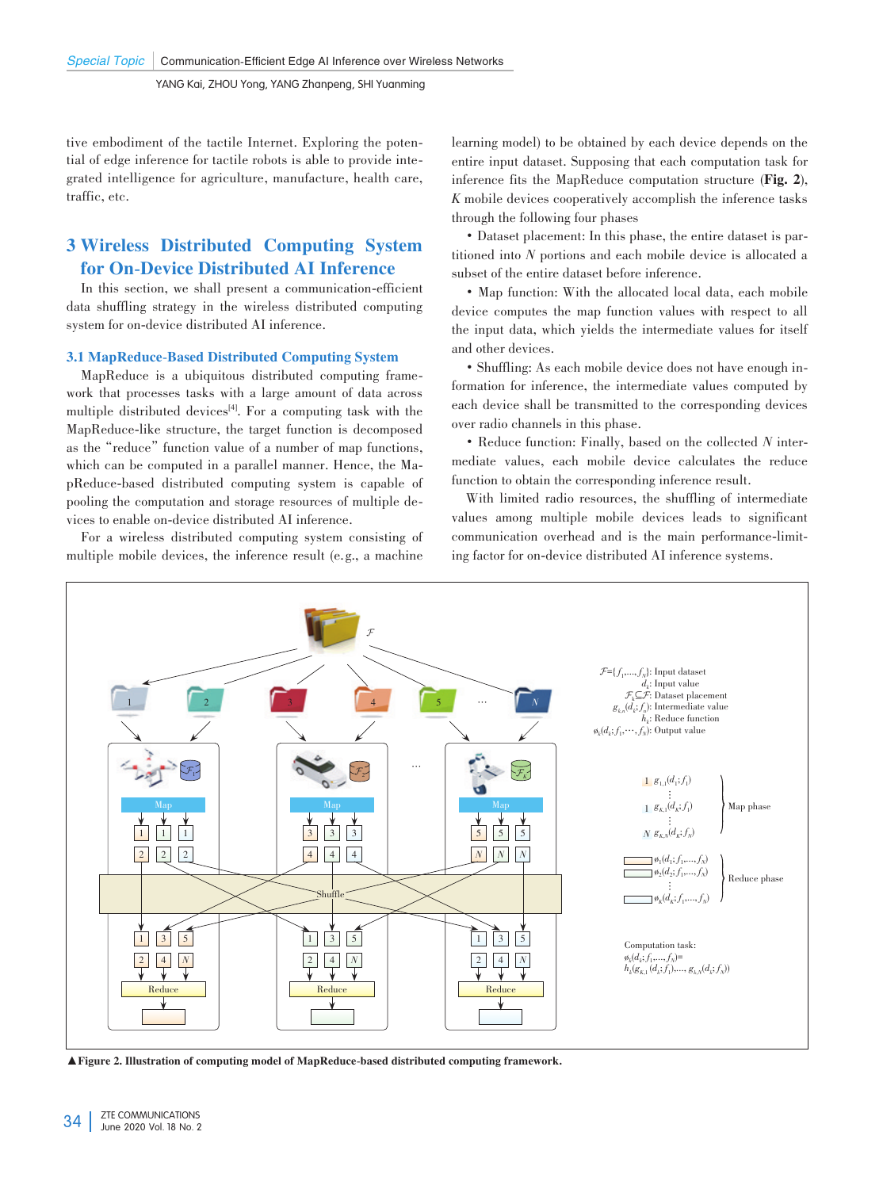tive embodiment of the tactile Internet. Exploring the potential of edge inference for tactile robots is able to provide integrated intelligence for agriculture, manufacture, health care, traffic, etc.

## 3 Wireless Distributed Computing System for On-Device Distributed AI Inference

In this section, we shall present a communication-efficient data shuffling strategy in the wireless distributed computing system for on-device distributed AI inference.

### 3.1 MapReduce-Based Distributed Computing System

MapReduce is a ubiquitous distributed computing framework that processes tasks with a large amount of data across multiple distributed devices[4]. For a computing task with the MapReduce-like structure, the target function is decomposed as the "reduce" function value of a number of map functions, which can be computed in a parallel manner. Hence, the MapReduce-based distributed computing system is capable of pooling the computation and storage resources of multiple devices to enable on-device distributed AI inference.

For a wireless distributed computing system consisting of multiple mobile devices, the inference result (e.g., a machine learning model) to be obtained by each device depends on the entire input dataset. Supposing that each computation task for inference fits the MapReduce computation structure (**Fig. 2**), $K$ mobile devices cooperatively accomplish the inference tasks through the following four phases

- Dataset placement: In this phase, the entire dataset is partitioned into $N$ portions and each mobile device is allocated a subset of the entire dataset before inference.
- Map function: With the allocated local data, each mobile device computes the map function values with respect to all the input data, which yields the intermediate values for itself and other devices.
- Shuffling: As each mobile device does not have enough information for inference, the intermediate values computed by each device shall be transmitted to the corresponding devices over radio channels in this phase.
- Reduce function: Finally, based on the collected $N$ intermediate values, each mobile device calculates the reduce function to obtain the corresponding inference result.

With limited radio resources, the shuffling of intermediate values among multiple mobile devices leads to significant communication overhead and is the main performance-limiting factor for on-device distributed AI inference systems.

▲**Figure 2. Illustration of computing model of MapReduce-based distributed computing framework.**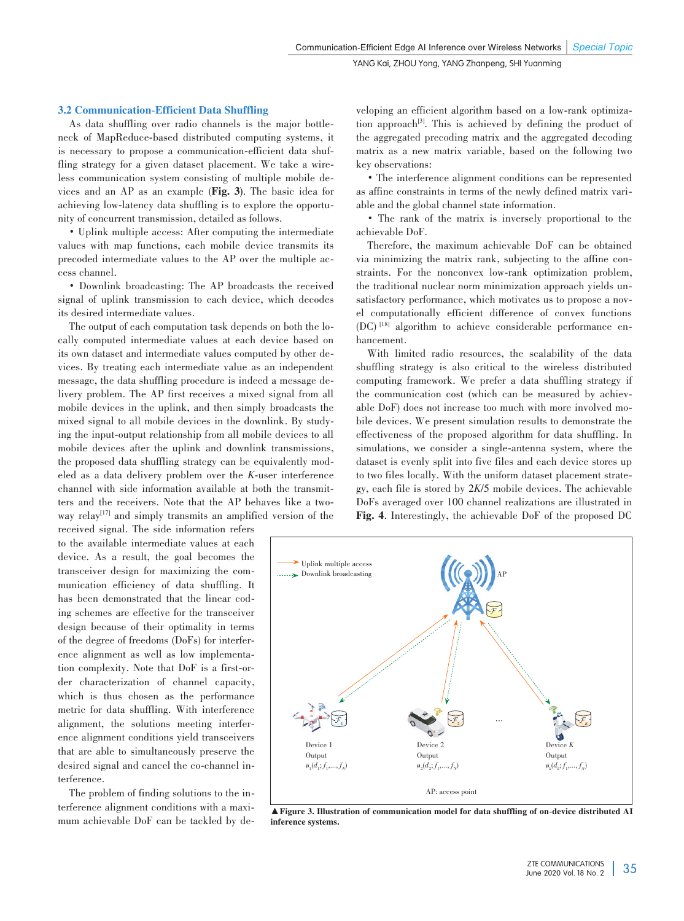### 3.2 Communication-Efficient Data Shuffling

As data shuffling over radio channels is the major bottleneck of MapReduce-based distributed computing systems, it is necessary to propose a communication-efficient data shuffling strategy for a given dataset placement. We take a wireless communication system consisting of multiple mobile devices and an AP as an example (**Fig. 3**). The basic idea for achieving low-latency data shuffling is to explore the opportunity of concurrent transmission, detailed as follows.

• Uplink multiple access: After computing the intermediate values with map functions, each mobile device transmits its precoded intermediate values to the AP over the multiple access channel.

• Downlink broadcasting: The AP broadcasts the received signal of uplink transmission to each device, which decodes its desired intermediate values.

The output of each computation task depends on both the locally computed intermediate values at each device based on its own dataset and intermediate values computed by other devices. By treating each intermediate value as an independent message, the data shuffling procedure is indeed a message delivery problem. The AP first receives a mixed signal from all mobile devices in the uplink, and then simply broadcasts the mixed signal to all mobile devices in the downlink. By studying the input-output relationship from all mobile devices to all mobile devices after the uplink and downlink transmissions, the proposed data shuffling strategy can be equivalently modeled as a data delivery problem over the $K$-user interference channel with side information available at both the transmitters and the receivers. Note that the AP behaves like a two-way relay[17] and simply transmits an amplified version of the received signal. The side information refers to the available intermediate values at each device. As a result, the goal becomes the transceiver design for maximizing the communication efficiency of data shuffling. It has been demonstrated that the linear coding schemes are effective for the transceiver design because of their optimality in terms of the degree of freedoms (DoFs) for interference alignment as well as low implementation complexity. Note that DoF is a first-order characterization of channel capacity, which is thus chosen as the performance metric for data shuffling. With interference alignment, the solutions meeting interference alignment conditions yield transceivers that are able to simultaneously preserve the desired signal and cancel the co-channel interference.

The problem of finding solutions to the interference alignment conditions with a maximum achievable DoF can be tackled by developing an efficient algorithm based on a low-rank optimization approach[5]. This is achieved by defining the product of the aggregated precoding matrix and the aggregated decoding matrix as a new matrix variable, based on the following two key observations:

• The interference alignment conditions can be represented as affine constraints in terms of the newly defined matrix variable and the global channel state information.

• The rank of the matrix is inversely proportional to the achievable DoF.

Therefore, the maximum achievable DoF can be obtained via minimizing the matrix rank, subjecting to the affine constraints. For the nonconvex low-rank optimization problem, the traditional nuclear norm minimization approach yields unsatisfactory performance, which motivates us to propose a novel computationally efficient difference of convex functions (DC) [18] algorithm to achieve considerable performance enhancement.

With limited radio resources, the scalability of the data shuffling strategy is also critical to the wireless distributed computing framework. We prefer a data shuffling strategy if the communication cost (which can be measured by achievable DoF) does not increase too much with more involved mobile devices. We present simulation results to demonstrate the effectiveness of the proposed algorithm for data shuffling. In simulations, we consider a single-antenna system, where the dataset is evenly split into five files and each device stores up to two files locally. With the uniform dataset placement strategy, each file is stored by $2K/5$ mobile devices. The achievable DoFs averaged over 100 channel realizations are illustrated in **Fig. 4**. Interestingly, the achievable DoF of the proposed DC

▲**Figure 3. Illustration of communication model for data shuffling of on-device distributed AI inference systems.**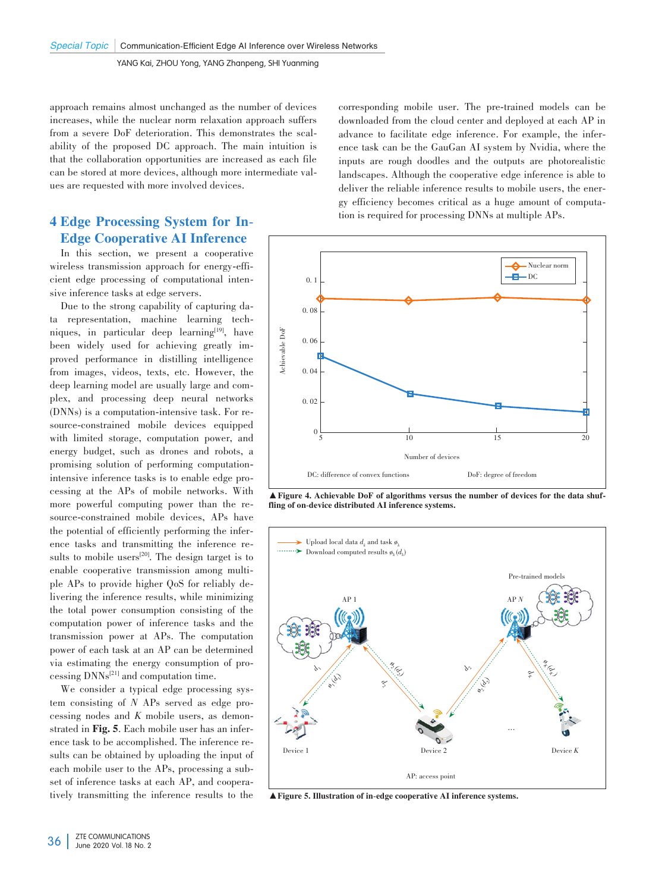approach remains almost unchanged as the number of devices increases, while the nuclear norm relaxation approach suffers from a severe DoF deterioration. This demonstrates the scalability of the proposed DC approach. The main intuition is that the collaboration opportunities are increased as each file can be stored at more devices, although more intermediate values are requested with more involved devices.

## 4 Edge Processing System for In-Edge Cooperative AI Inference

In this section, we present a cooperative wireless transmission approach for energy-efficient edge processing of computational intensive inference tasks at edge servers.

Due to the strong capability of capturing data representation, machine learning techniques, in particular deep learning[19], have been widely used for achieving greatly improved performance in distilling intelligence from images, videos, texts, etc. However, the deep learning model are usually large and complex, and processing deep neural networks (DNNs) is a computation-intensive task. For resource-constrained mobile devices equipped with limited storage, computation power, and energy budget, such as drones and robots, a promising solution of performing computation-intensive inference tasks is to enable edge processing at the APs of mobile networks. With more powerful computing power than the resource-constrained mobile devices, APs have the potential of efficiently performing the inference tasks and transmitting the inference results to mobile users[20]. The design target is to enable cooperative transmission among multiple APs to provide higher QoS for reliably delivering the inference results, while minimizing the total power consumption consisting of the computation power of inference tasks and the transmission power at APs. The computation power of each task at an AP can be determined via estimating the energy consumption of processing DNNs[21] and computation time.

We consider a typical edge processing system consisting of $N$ APs served as edge processing nodes and $K$ mobile users, as demonstrated in **Fig. 5**. Each mobile user has an inference task to be accomplished. The inference results can be obtained by uploading the input of each mobile user to the APs, processing a subset of inference tasks at each AP, and cooperatively transmitting the inference results to the corresponding mobile user. The pre-trained models can be downloaded from the cloud center and deployed at each AP in advance to facilitate edge inference. For example, the inference task can be the GauGan AI system by Nvidia, where the inputs are rough doodles and the outputs are photorealistic landscapes. Although the cooperative edge inference is able to deliver the reliable inference results to mobile users, the energy efficiency becomes critical as a huge amount of computation is required for processing DNNs at multiple APs.

DC: difference of convex functions　　DoF: degree of freedom

▲ **Figure 4. Achievable DoF of algorithms versus the number of devices for the data shuffling of on-device distributed AI inference systems.**

AP: access point

▲ **Figure 5. Illustration of in-edge cooperative AI inference systems.**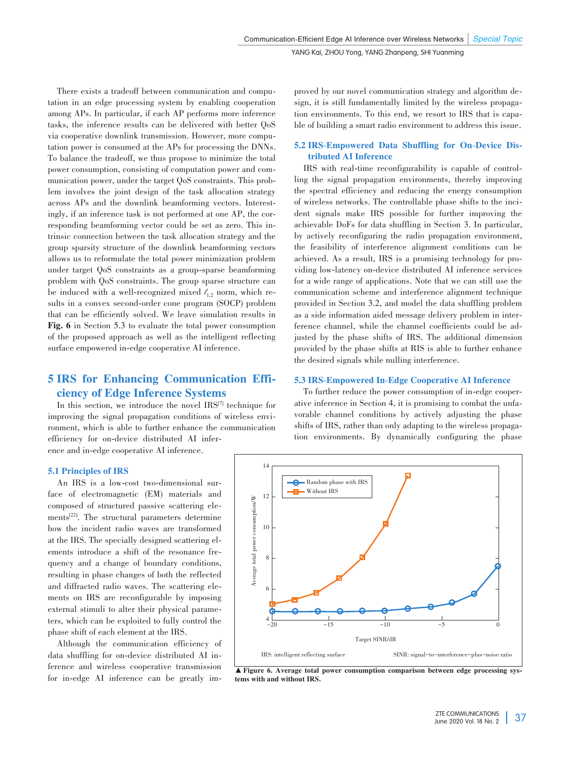There exists a tradeoff between communication and computation in an edge processing system by enabling cooperation among APs. In particular, if each AP performs more inference tasks, the inference results can be delivered with better QoS via cooperative downlink transmission. However, more computation power is consumed at the APs for processing the DNNs. To balance the tradeoff, we thus propose to minimize the total power consumption, consisting of computation power and communication power, under the target QoS constraints. This problem involves the joint design of the task allocation strategy across APs and the downlink beamforming vectors. Interestingly, if an inference task is not performed at one AP, the corresponding beamforming vector could be set as zero. This intrinsic connection between the task allocation strategy and the group sparsity structure of the downlink beamforming vectors allows us to reformulate the total power minimization problem under target QoS constraints as a group-sparse beamforming problem with QoS constraints. The group sparse structure can be induced with a well-recognized mixed $\ell_{1,2}$ norm, which results in a convex second-order cone program (SOCP) problem that can be efficiently solved. We leave simulation results in **Fig. 6** in Section 5.3 to evaluate the total power consumption of the proposed approach as well as the intelligent reflecting surface empowered in-edge cooperative AI inference.

# 5 IRS for Enhancing Communication Efficiency of Edge Inference Systems

In this section, we introduce the novel IRS[7] technique for improving the signal propagation conditions of wireless environment, which is able to further enhance the communication efficiency for on-device distributed AI inference and in-edge cooperative AI inference.

## 5.1 Principles of IRS

An IRS is a low-cost two-dimensional surface of electromagnetic (EM) materials and composed of structured passive scattering elements[22]. The structural parameters determine how the incident radio waves are transformed at the IRS. The specially designed scattering elements introduce a shift of the resonance frequency and a change of boundary conditions, resulting in phase changes of both the reflected and diffracted radio waves. The scattering elements on IRS are reconfigurable by imposing external stimuli to alter their physical parameters, which can be exploited to fully control the phase shift of each element at the IRS.

Although the communication efficiency of data shuffling for on-device distributed AI inference and wireless cooperative transmission for in-edge AI inference can be greatly improved by our novel communication strategy and algorithm design, it is still fundamentally limited by the wireless propagation environments. To this end, we resort to IRS that is capable of building a smart radio environment to address this issue.

## 5.2 IRS-Empowered Data Shuffling for On-Device Distributed AI Inference

IRS with real-time reconfigurability is capable of controlling the signal propagation environments, thereby improving the spectral efficiency and reducing the energy consumption of wireless networks. The controllable phase shifts to the incident signals make IRS possible for further improving the achievable DoFs for data shuffling in Section 3. In particular, by actively reconfiguring the radio propagation environment, the feasibility of interference alignment conditions can be achieved. As a result, IRS is a promising technology for providing low-latency on-device distributed AI inference services for a wide range of applications. Note that we can still use the communication scheme and interference alignment technique provided in Section 3.2, and model the data shuffling problem as a side information aided message delivery problem in interference channel, while the channel coefficients could be adjusted by the phase shifts of IRS. The additional dimension provided by the phase shifts at RIS is able to further enhance the desired signals while nulling interference.

## 5.3 IRS-Empowered In-Edge Cooperative AI Inference

To further reduce the power consumption of in-edge cooperative inference in Section 4, it is promising to combat the unfavorable channel conditions by actively adjusting the phase shifts of IRS, rather than only adapting to the wireless propagation environments. By dynamically configuring the phase

IRS: intelligent reflecting surface SINR: signal-to-interference-plus-noise ratio

▲ **Figure 6. Average total power consumption comparison between edge processing systems with and without IRS.**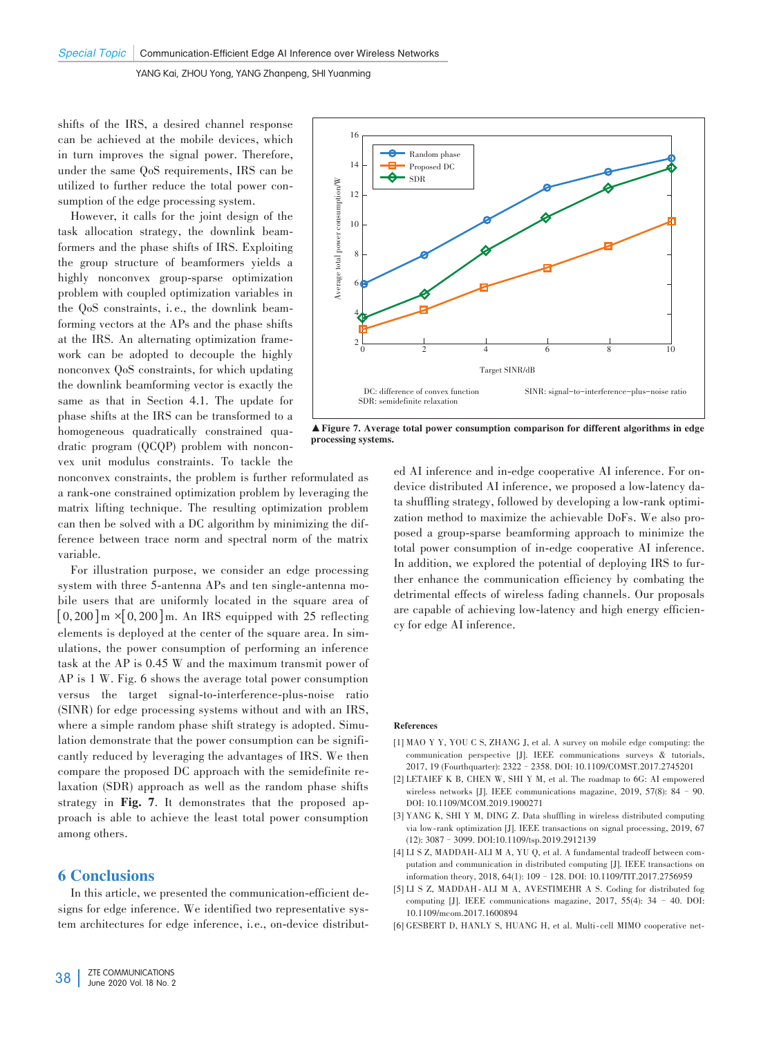shifts of the IRS, a desired channel response can be achieved at the mobile devices, which in turn improves the signal power. Therefore, under the same QoS requirements, IRS can be utilized to further reduce the total power consumption of the edge processing system.

However, it calls for the joint design of the task allocation strategy, the downlink beamformers and the phase shifts of IRS. Exploiting the group structure of beamformers yields a highly nonconvex group-sparse optimization problem with coupled optimization variables in the QoS constraints, i.e., the downlink beamforming vectors at the APs and the phase shifts at the IRS. An alternating optimization framework can be adopted to decouple the highly nonconvex QoS constraints, for which updating the downlink beamforming vector is exactly the same as that in Section 4.1. The update for phase shifts at the IRS can be transformed to a homogeneous quadratically constrained quadratic program (QCQP) problem with nonconvex unit modulus constraints. To tackle the nonconvex constraints, the problem is further reformulated as a rank-one constrained optimization problem by leveraging the matrix lifting technique. The resulting optimization problem can then be solved with a DC algorithm by minimizing the difference between trace norm and spectral norm of the matrix variable.

For illustration purpose, we consider an edge processing system with three 5-antenna APs and ten single-antenna mobile users that are uniformly located in the square area of $[0,200]$ m $\times[0,200]$ m. An IRS equipped with 25 reflecting elements is deployed at the center of the square area. In simulations, the power consumption of performing an inference task at the AP is 0.45 W and the maximum transmit power of AP is 1 W. Fig. 6 shows the average total power consumption versus the target signal-to-interference-plus-noise ratio (SINR) for edge processing systems without and with an IRS, where a simple random phase shift strategy is adopted. Simulation demonstrate that the power consumption can be significantly reduced by leveraging the advantages of IRS. We then compare the proposed DC approach with the semidefinite relaxation (SDR) approach as well as the random phase shifts strategy in **Fig. 7**. It demonstrates that the proposed approach is able to achieve the least total power consumption among others.

DC: difference of convex function
SDR: semidefinite relaxation
SINR: signal-to-interference-plus-noise ratio

▲**Figure 7. Average total power consumption comparison for different algorithms in edge processing systems.**

## 6 Conclusions

In this article, we presented the communication-efficient designs for edge inference. We identified two representative system architectures for edge inference, i.e., on-device distributed AI inference and in-edge cooperative AI inference. For on-device distributed AI inference, we proposed a low-latency data shuffling strategy, followed by developing a low-rank optimization method to maximize the achievable DoFs. We also proposed a group-sparse beamforming approach to minimize the total power consumption of in-edge cooperative AI inference. In addition, we explored the potential of deploying IRS to further enhance the communication efficiency by combating the detrimental effects of wireless fading channels. Our proposals are capable of achieving low-latency and high energy efficiency for edge AI inference.

**References**

[1] MAO Y Y, YOU C S, ZHANG J, et al. A survey on mobile edge computing: the communication perspective [J]. IEEE communications surveys & tutorials, 2017, 19 (Fourthquarter): 2322–2358. DOI: 10.1109/COMST.2017.2745201

[2] LETAIEF K B, CHEN W, SHI Y M, et al. The roadmap to 6G: AI empowered wireless networks [J]. IEEE communications magazine, 2019, 57(8): 84–90. DOI: 10.1109/MCOM.2019.1900271

[3] YANG K, SHI Y M, DING Z. Data shuffling in wireless distributed computing via low-rank optimization [J]. IEEE transactions on signal processing, 2019, 67 (12): 3087–3099. DOI:10.1109/tsp.2019.2912139

[4] LI S Z, MADDAH-ALI M A, YU Q, et al. A fundamental tradeoff between computation and communication in distributed computing [J]. IEEE transactions on information theory, 2018, 64(1): 109–128. DOI: 10.1109/TIT.2017.2756959

[5] LI S Z, MADDAH-ALI M A, AVESTIMEHR A S. Coding for distributed fog computing [J]. IEEE communications magazine, 2017, 55(4): 34–40. DOI: 10.1109/mcom.2017.1600894

[6] GESBERT D, HANLY S, HUANG H, et al. Multi-cell MIMO cooperative net-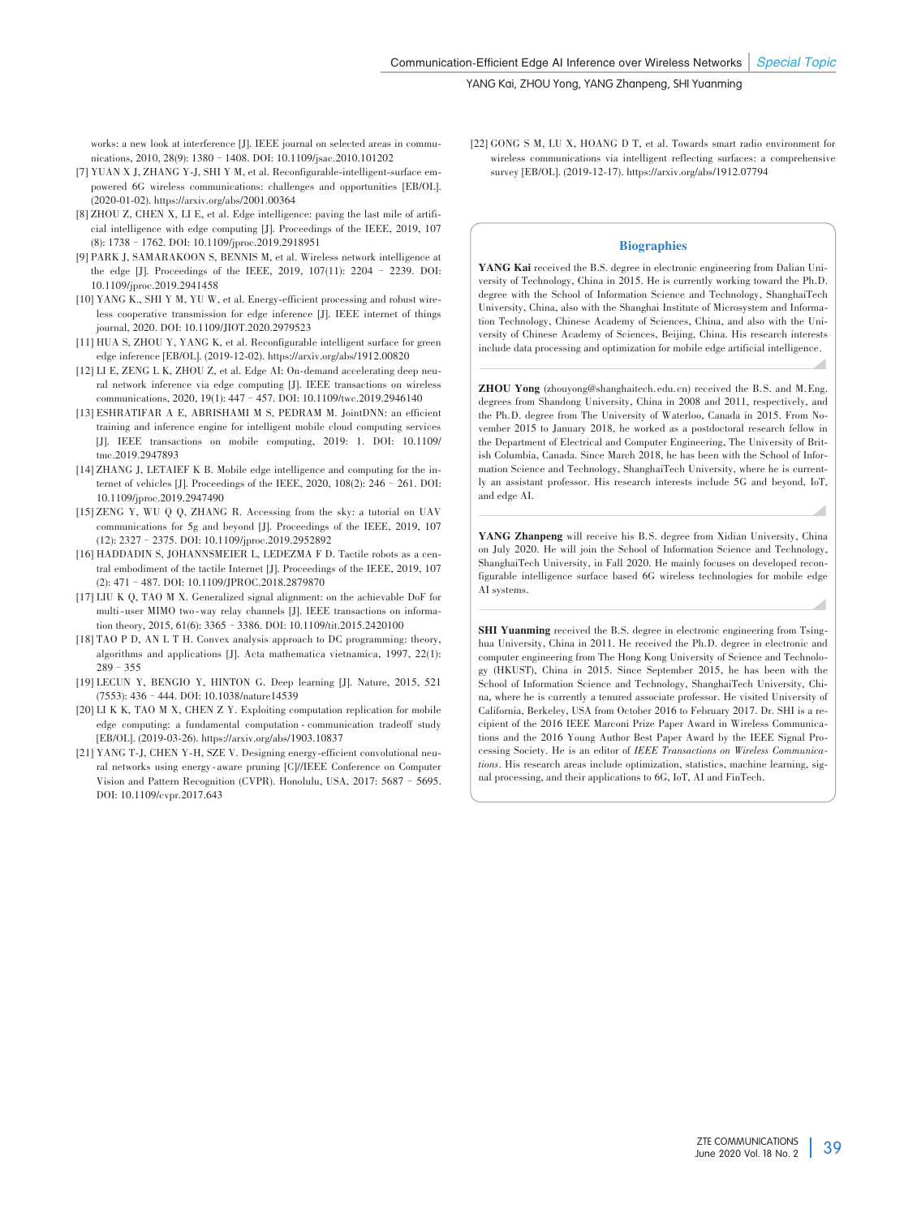works: a new look at interference [J]. IEEE journal on selected areas in communications, 2010, 28(9): 1380 – 1408. DOI: 10.1109/jsac.2010.101202

[7] YUAN X J, ZHANG Y-J, SHI Y M, et al. Reconfigurable-intelligent-surface empowered 6G wireless communications: challenges and opportunities [EB/OL]. (2020-01-02). https://arxiv.org/abs/2001.00364

[8] ZHOU Z, CHEN X, LI E, et al. Edge intelligence: paving the last mile of artificial intelligence with edge computing [J]. Proceedings of the IEEE, 2019, 107 (8): 1738 – 1762. DOI: 10.1109/jproc.2019.2918951

[9] PARK J, SAMARAKOON S, BENNIS M, et al. Wireless network intelligence at the edge [J]. Proceedings of the IEEE, 2019, 107(11): 2204 – 2239. DOI: 10.1109/jproc.2019.2941458

[10] YANG K., SHI Y M, YU W, et al. Energy-efficient processing and robust wireless cooperative transmission for edge inference [J]. IEEE internet of things journal, 2020. DOI: 10.1109/JIOT.2020.2979523

[11] HUA S, ZHOU Y, YANG K, et al. Reconfigurable intelligent surface for green edge inference [EB/OL]. (2019-12-02). https://arxiv.org/abs/1912.00820

[12] LI E, ZENG L K, ZHOU Z, et al. Edge AI: On-demand accelerating deep neural network inference via edge computing [J]. IEEE transactions on wireless communications, 2020, 19(1): 447 – 457. DOI: 10.1109/twc.2019.2946140

[13] ESHRATIFAR A E, ABRISHAMI M S, PEDRAM M. JointDNN: an efficient training and inference engine for intelligent mobile cloud computing services [J]. IEEE transactions on mobile computing, 2019: 1. DOI: 10.1109/tmc.2019.2947893

[14] ZHANG J, LETAIEF K B. Mobile edge intelligence and computing for the internet of vehicles [J]. Proceedings of the IEEE, 2020, 108(2): 246 – 261. DOI: 10.1109/jproc.2019.2947490

[15] ZENG Y, WU Q Q, ZHANG R. Accessing from the sky: a tutorial on UAV communications for 5g and beyond [J]. Proceedings of the IEEE, 2019, 107 (12): 2327 – 2375. DOI: 10.1109/jproc.2019.2952892

[16] HADDADIN S, JOHANNSMEIER L, LEDEZMA F D. Tactile robots as a central embodiment of the tactile Internet [J]. Proceedings of the IEEE, 2019, 107 (2): 471 – 487. DOI: 10.1109/JPROC.2018.2879870

[17] LIU K Q, TAO M X. Generalized signal alignment: on the achievable DoF for multi-user MIMO two-way relay channels [J]. IEEE transactions on information theory, 2015, 61(6): 3365 – 3386. DOI: 10.1109/tit.2015.2420100

[18] TAO P D, AN L T H. Convex analysis approach to DC programming: theory, algorithms and applications [J]. Acta mathematica vietnamica, 1997, 22(1): 289 – 355

[19] LECUN Y, BENGIO Y, HINTON G. Deep learning [J]. Nature, 2015, 521 (7553): 436 – 444. DOI: 10.1038/nature14539

[20] LI K K, TAO M X, CHEN Z Y. Exploiting computation replication for mobile edge computing: a fundamental computation - communication tradeoff study [EB/OL]. (2019-03-26). https://arxiv.org/abs/1903.10837

[21] YANG T-J, CHEN Y-H, SZE V. Designing energy-efficient convolutional neural networks using energy-aware pruning [C]//IEEE Conference on Computer Vision and Pattern Recognition (CVPR). Honolulu, USA, 2017: 5687 – 5695. DOI: 10.1109/cvpr.2017.643

[22] GONG S M, LU X, HOANG D T, et al. Towards smart radio environment for wireless communications via intelligent reflecting surfaces: a comprehensive survey [EB/OL]. (2019-12-17). https://arxiv.org/abs/1912.07794

## Biographies

**YANG Kai** received the B.S. degree in electronic engineering from Dalian University of Technology, China in 2015. He is currently working toward the Ph.D. degree with the School of Information Science and Technology, ShanghaiTech University, China, also with the Shanghai Institute of Microsystem and Information Technology, Chinese Academy of Sciences, China, and also with the University of Chinese Academy of Sciences, Beijing, China. His research interests include data processing and optimization for mobile edge artificial intelligence.

**ZHOU Yong** (zhouyong@shanghaitech.edu.cn) received the B.S. and M.Eng. degrees from Shandong University, China in 2008 and 2011, respectively, and the Ph.D. degree from The University of Waterloo, Canada in 2015. From November 2015 to January 2018, he worked as a postdoctoral research fellow in the Department of Electrical and Computer Engineering, The University of British Columbia, Canada. Since March 2018, he has been with the School of Information Science and Technology, ShanghaiTech University, where he is currently an assistant professor. His research interests include 5G and beyond, IoT, and edge AI.

**YANG Zhanpeng** will receive his B.S. degree from Xidian University, China on July 2020. He will join the School of Information Science and Technology, ShanghaiTech University, in Fall 2020. He mainly focuses on developed reconfigurable intelligence surface based 6G wireless technologies for mobile edge AI systems.

**SHI Yuanming** received the B.S. degree in electronic engineering from Tsinghua University, China in 2011. He received the Ph.D. degree in electronic and computer engineering from The Hong Kong University of Science and Technology (HKUST), China in 2015. Since September 2015, he has been with the School of Information Science and Technology, ShanghaiTech University, China, where he is currently a tenured associate professor. He visited University of California, Berkeley, USA from October 2016 to February 2017. Dr. SHI is a recipient of the 2016 IEEE Marconi Prize Paper Award in Wireless Communications and the 2016 Young Author Best Paper Award by the IEEE Signal Processing Society. He is an editor of *IEEE Transactions on Wireless Communications*. His research areas include optimization, statistics, machine learning, signal processing, and their applications to 6G, IoT, AI and FinTech.